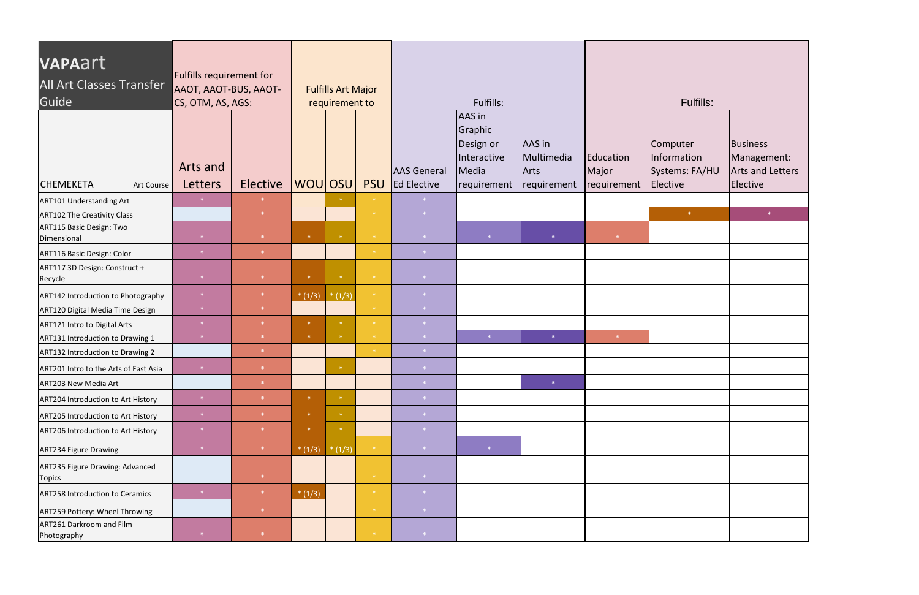| **VAPA**art All Art Classes Transfer Guide | Fulfills requirement for AAOT, AAOT-BUS, AAOT-CS, OTM, AS, AGS: | | Fulfills Art Major requirement to | | | Fulfills: | | | Fulfills: | | |
|---|---|---|---|---|---|---|---|---|---|---|---|
| CHEMEKETA Art Course | Arts and Letters | Elective | WOU | OSU | PSU | AAS General Ed Elective | AAS in Graphic Design or Interactive Media requirement | AAS in Multimedia Arts requirement | Education Major requirement | Computer Information Systems: FA/HU Elective | Business Management: Arts and Letters Elective |
| ART101 Understanding Art | * | * | | * | * | * | | | | | |
| ART102 The Creativity Class | | * | | | * | * | | | | * | * |
| ART115 Basic Design: Two Dimensional | * | * | * | * | * | * | * | * | * | | |
| ART116 Basic Design: Color | * | * | | | * | * | | | | | |
| ART117 3D Design: Construct + Recycle | * | * | * | * | * | * | | | | | |
| ART142 Introduction to Photography | * | * | * (1/3) | * (1/3) | * | * | | | | | |
| ART120 Digital Media Time Design | * | * | | | * | * | | | | | |
| ART121 Intro to Digital Arts | * | * | * | * | * | * | | | | | |
| ART131 Introduction to Drawing 1 | * | * | * | * | * | * | * | * | * | | |
| ART132 Introduction to Drawing 2 | | * | | | * | * | | | | | |
| ART201 Intro to the Arts of East Asia | * | * | | * | | * | | | | | |
| ART203 New Media Art | | * | | | | * | | * | | | |
| ART204 Introduction to Art History | * | * | * | * | | * | | | | | |
| ART205 Introduction to Art History | * | * | * | * | | * | | | | | |
| ART206 Introduction to Art History | * | * | * | * | | * | | | | | |
| ART234 Figure Drawing | * | * | * (1/3) | * (1/3) | * | * | * | | | | |
| ART235 Figure Drawing: Advanced Topics | | * | | | * | * | | | | | |
| ART258 Introduction to Ceramics | * | * | * (1/3) | | * | * | | | | | |
| ART259 Pottery: Wheel Throwing | | * | | | * | * | | | | | |
| ART261 Darkroom and Film Photography | * | * | | | * | * | | | | | |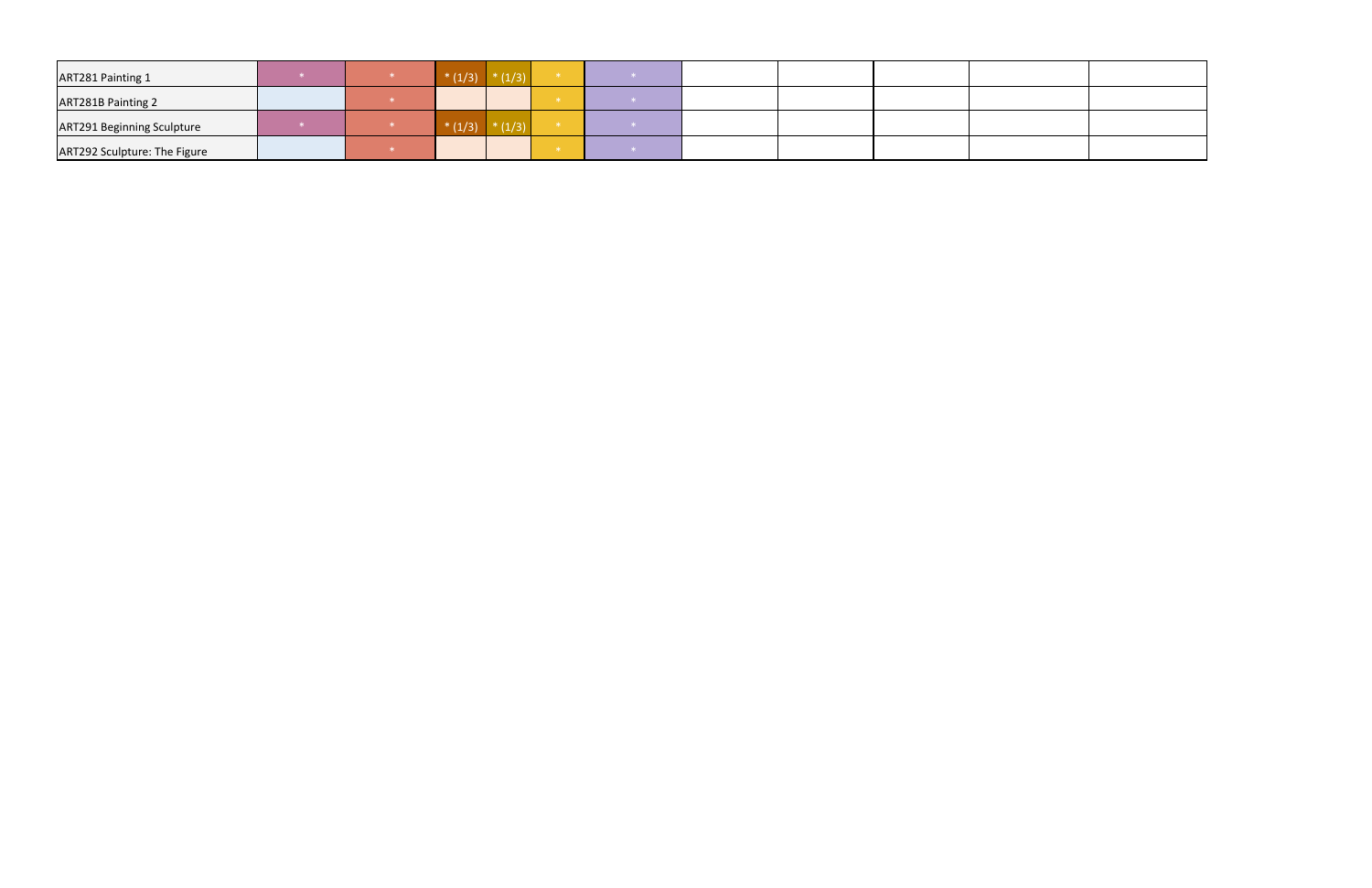| | | | | | | | | | | | | |
|---|---|---|---|---|---|---|---|---|---|---|---|---|
| ART281 Painting 1 | * | * | * (1/3) | * (1/3) | * | * | | | | | |
| ART281B Painting 2 | | * | | | * | * | | | | | |
| ART291 Beginning Sculpture | * | * | * (1/3) | * (1/3) | * | * | | | | | |
| ART292 Sculpture: The Figure | | * | | | * | * | | | | | |